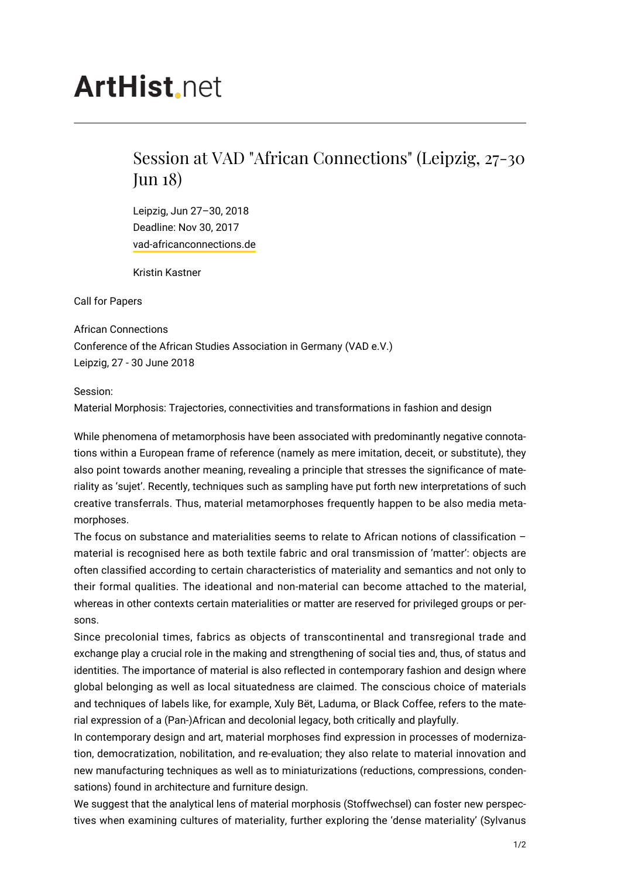# ArtHist.net

## Session at VAD "African Connections" (Leipzig, 27-30 Jun 18)

Leipzig, Jun 27–30, 2018
Deadline: Nov 30, 2017
vad-africanconnections.de

Kristin Kastner

Call for Papers

African Connections
Conference of the African Studies Association in Germany (VAD e.V.)
Leipzig, 27 - 30 June 2018

Session:
Material Morphosis: Trajectories, connectivities and transformations in fashion and design

While phenomena of metamorphosis have been associated with predominantly negative connotations within a European frame of reference (namely as mere imitation, deceit, or substitute), they also point towards another meaning, revealing a principle that stresses the significance of materiality as 'sujet'. Recently, techniques such as sampling have put forth new interpretations of such creative transferrals. Thus, material metamorphoses frequently happen to be also media metamorphoses.
The focus on substance and materialities seems to relate to African notions of classification – material is recognised here as both textile fabric and oral transmission of 'matter': objects are often classified according to certain characteristics of materiality and semantics and not only to their formal qualities. The ideational and non-material can become attached to the material, whereas in other contexts certain materialities or matter are reserved for privileged groups or persons.
Since precolonial times, fabrics as objects of transcontinental and transregional trade and exchange play a crucial role in the making and strengthening of social ties and, thus, of status and identities. The importance of material is also reflected in contemporary fashion and design where global belonging as well as local situatedness are claimed. The conscious choice of materials and techniques of labels like, for example, Xuly Bët, Laduma, or Black Coffee, refers to the material expression of a (Pan-)African and decolonial legacy, both critically and playfully.
In contemporary design and art, material morphoses find expression in processes of modernization, democratization, nobilitation, and re-evaluation; they also relate to material innovation and new manufacturing techniques as well as to miniaturizations (reductions, compressions, condensations) found in architecture and furniture design.
We suggest that the analytical lens of material morphosis (Stoffwechsel) can foster new perspectives when examining cultures of materiality, further exploring the 'dense materiality' (Sylvanus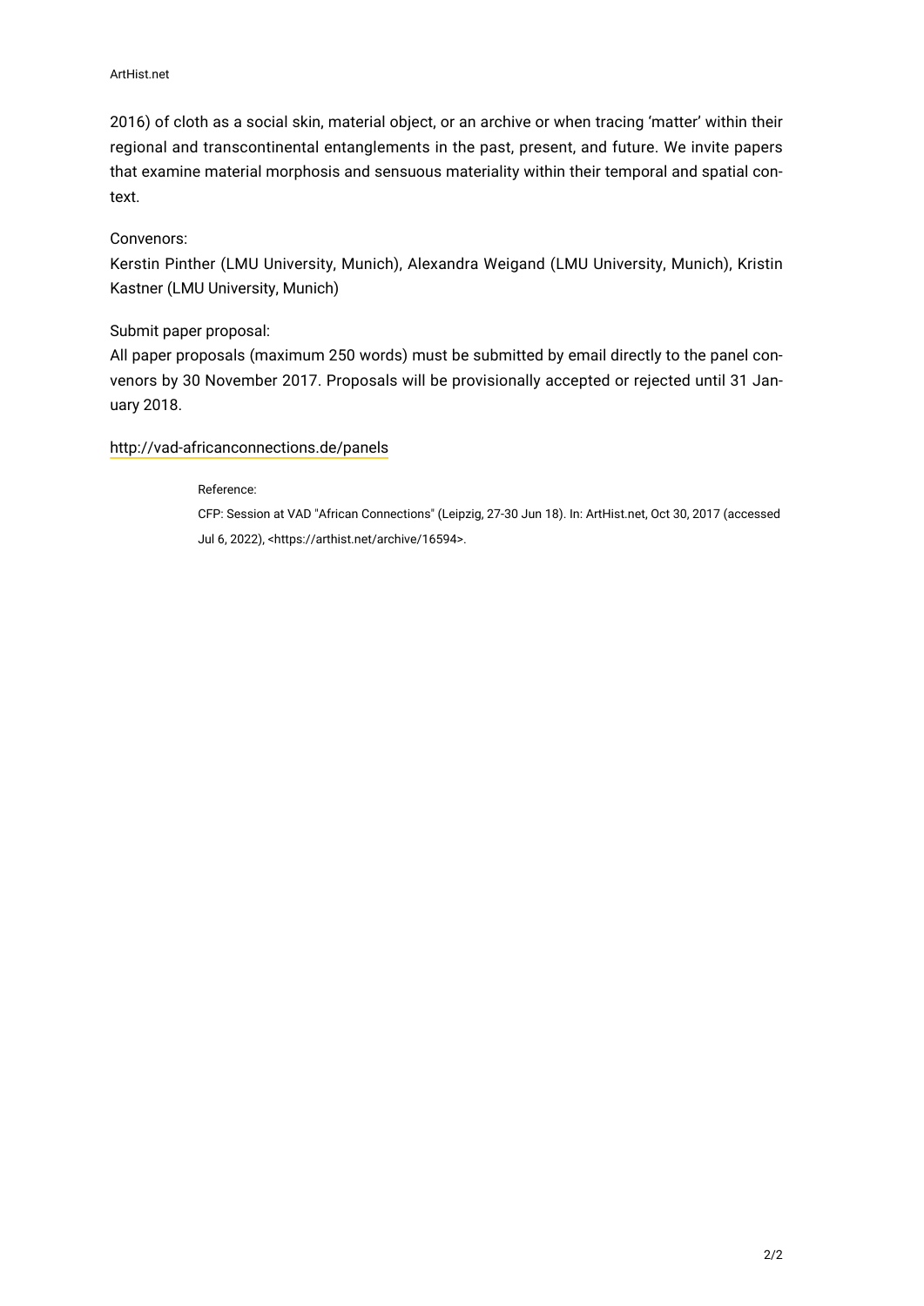2016) of cloth as a social skin, material object, or an archive or when tracing 'matter' within their regional and transcontinental entanglements in the past, present, and future. We invite papers that examine material morphosis and sensuous materiality within their temporal and spatial context.

Convenors:
Kerstin Pinther (LMU University, Munich), Alexandra Weigand (LMU University, Munich), Kristin Kastner (LMU University, Munich)

Submit paper proposal:
All paper proposals (maximum 250 words) must be submitted by email directly to the panel convenors by 30 November 2017. Proposals will be provisionally accepted or rejected until 31 January 2018.

http://vad-africanconnections.de/panels

Reference:
CFP: Session at VAD "African Connections" (Leipzig, 27-30 Jun 18). In: ArtHist.net, Oct 30, 2017 (accessed Jul 6, 2022), <https://arthist.net/archive/16594>.